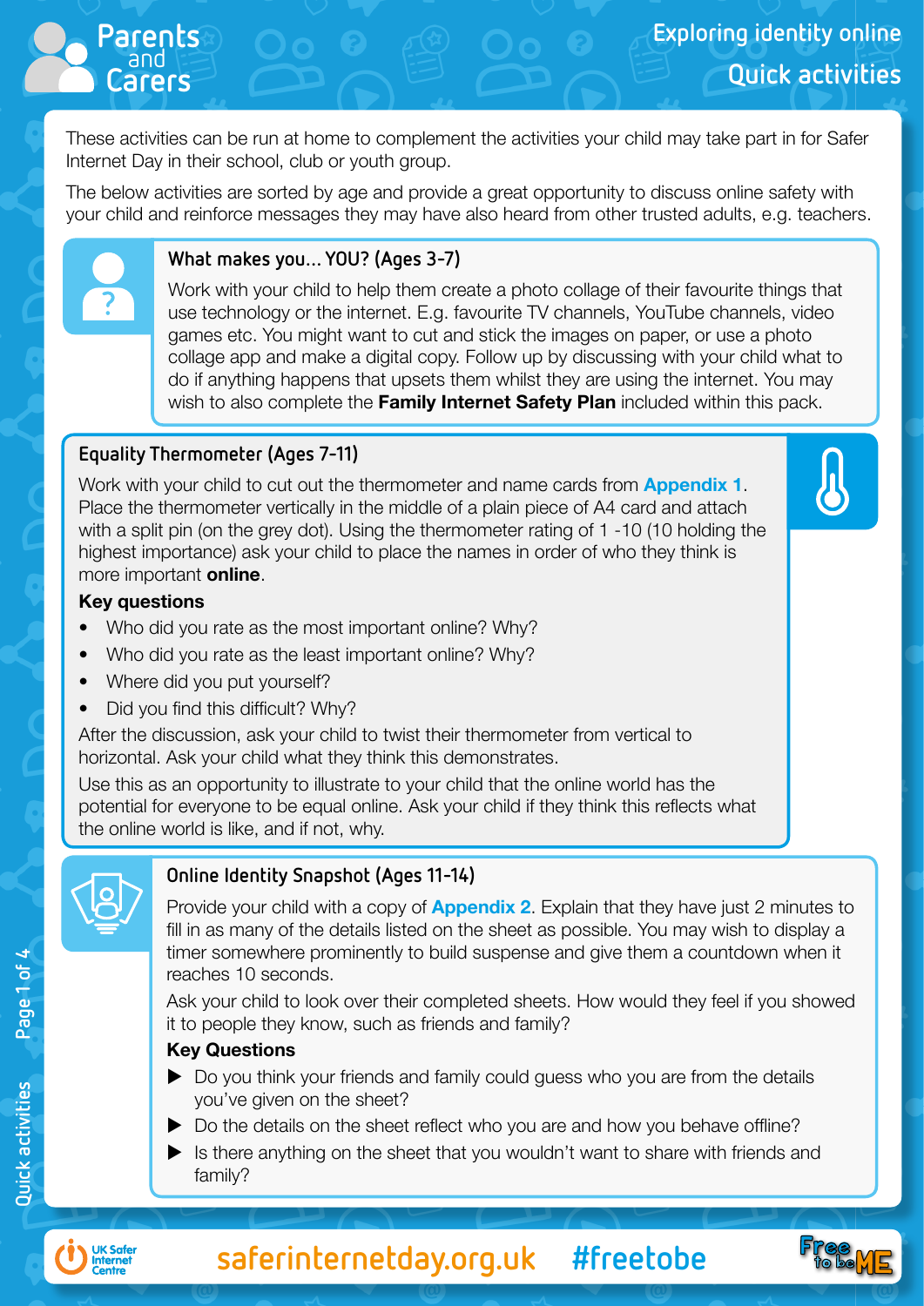# Exploring identity online

## Quick activities

These activities can be run at home to complement the activities your child may take part in for Safer Internet Day in their school, club or youth group.

The below activities are sorted by age and provide a great opportunity to discuss online safety with your child and reinforce messages they may have also heard from other trusted adults, e.g. teachers.

### What makes you… YOU? (Ages 3-7)

Work with your child to help them create a photo collage of their favourite things that use technology or the internet. E.g. favourite TV channels, YouTube channels, video games etc. You might want to cut and stick the images on paper, or use a photo collage app and make a digital copy. Follow up by discussing with your child what to do if anything happens that upsets them whilst they are using the internet. You may wish to also complete the **Family Internet Safety Plan** included within this pack.

### Equality Thermometer (Ages 7-11)

Work with your child to cut out the thermometer and name cards from **Appendix 1**. Place the thermometer vertically in the middle of a plain piece of A4 card and attach with a split pin (on the grey dot). Using the thermometer rating of 1 -10 (10 holding the highest importance) ask your child to place the names in order of who they think is more important **online**.

**Key questions**

- Who did you rate as the most important online? Why?
- Who did you rate as the least important online? Why?
- Where did you put yourself?
- Did you find this difficult? Why?

After the discussion, ask your child to twist their thermometer from vertical to horizontal. Ask your child what they think this demonstrates.

Use this as an opportunity to illustrate to your child that the online world has the potential for everyone to be equal online. Ask your child if they think this reflects what the online world is like, and if not, why.

### Online Identity Snapshot (Ages 11-14)

Provide your child with a copy of **Appendix 2**. Explain that they have just 2 minutes to fill in as many of the details listed on the sheet as possible. You may wish to display a timer somewhere prominently to build suspense and give them a countdown when it reaches 10 seconds.

Ask your child to look over their completed sheets. How would they feel if you showed it to people they know, such as friends and family?

**Key Questions**

- Do you think your friends and family could guess who you are from the details you've given on the sheet?
- Do the details on the sheet reflect who you are and how you behave offline?
- Is there anything on the sheet that you wouldn't want to share with friends and family?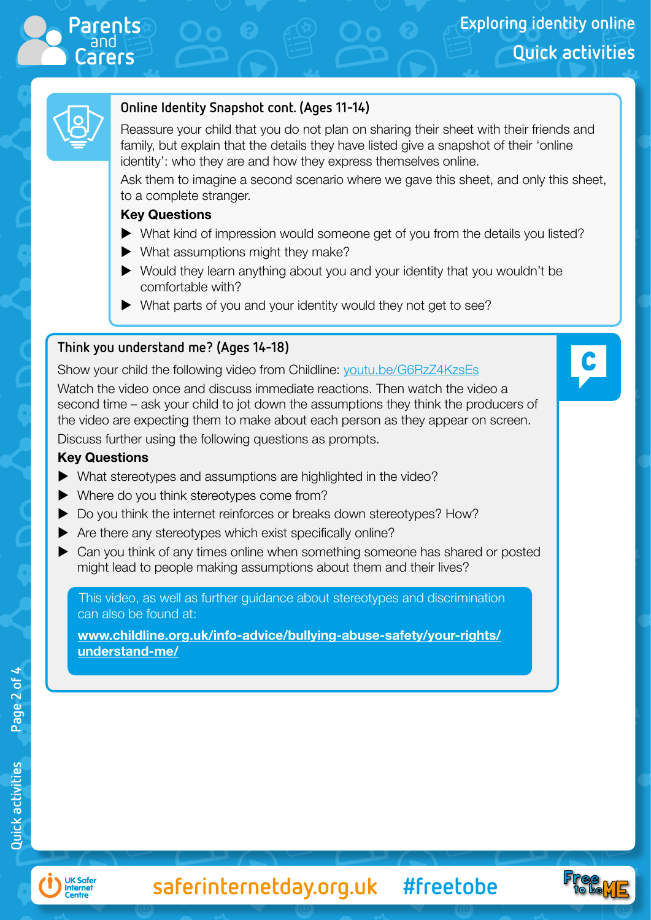### Online Identity Snapshot cont. (Ages 11-14)

Reassure your child that you do not plan on sharing their sheet with their friends and family, but explain that the details they have listed give a snapshot of their 'online identity': who they are and how they express themselves online.

Ask them to imagine a second scenario where we gave this sheet, and only this sheet, to a complete stranger.

**Key Questions**

- What kind of impression would someone get of you from the details you listed?
- What assumptions might they make?
- Would they learn anything about you and your identity that you wouldn't be comfortable with?
- What parts of you and your identity would they not get to see?

### Think you understand me? (Ages 14-18)

Show your child the following video from Childline: youtu.be/G6RzZ4KzsEs

Watch the video once and discuss immediate reactions. Then watch the video a second time – ask your child to jot down the assumptions they think the producers of the video are expecting them to make about each person as they appear on screen.

Discuss further using the following questions as prompts.

**Key Questions**

- What stereotypes and assumptions are highlighted in the video?
- Where do you think stereotypes come from?
- Do you think the internet reinforces or breaks down stereotypes? How?
- Are there any stereotypes which exist specifically online?
- Can you think of any times online when something someone has shared or posted might lead to people making assumptions about them and their lives?

This video, as well as further guidance about stereotypes and discrimination can also be found at:

**www.childline.org.uk/info-advice/bullying-abuse-safety/your-rights/understand-me/**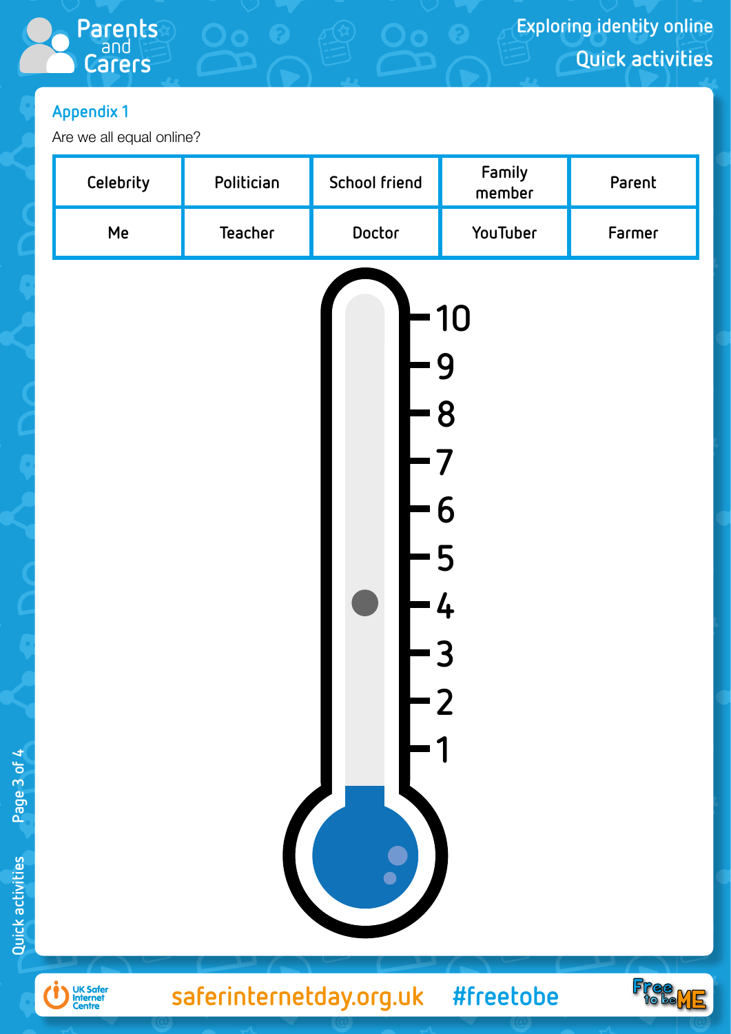## Appendix 1

Are we all equal online?

| Celebrity | Politician | School friend | Family member | Parent |
|---|---|---|---|---|
| Me | Teacher | Doctor | YouTuber | Farmer |

10
9
8
7
6
5
4
3
2
1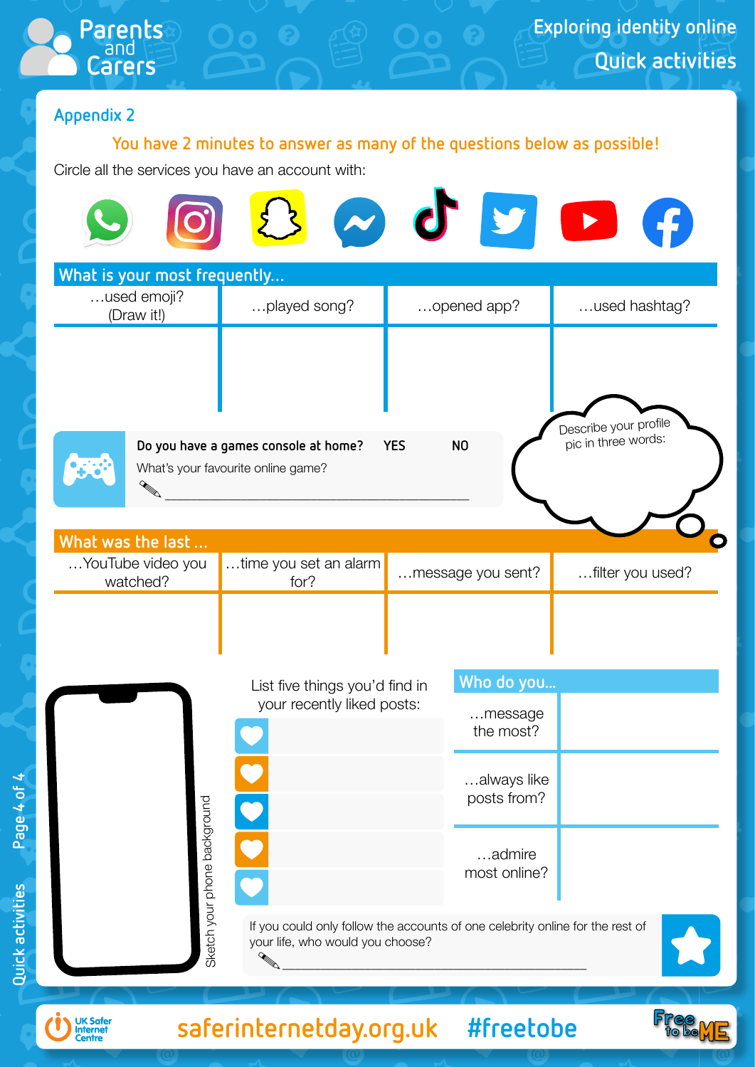Parents and Carers

Exploring identity online
Quick activities

## Appendix 2

**You have 2 minutes to answer as many of the questions below as possible!**

Circle all the services you have an account with:

### What is your most frequently...

| ...used emoji? (Draw it!) | ...played song? | ...opened app? | ...used hashtag? |
| --- | --- | --- | --- |
| | | | |

**Do you have a games console at home?** **YES** **NO**

What's your favourite online game?

✎ ________________________________________

Describe your profile pic in three words:

### What was the last ...

| ...YouTube video you watched? | ...time you set an alarm for? | ...message you sent? | ...filter you used? |
| --- | --- | --- | --- |
| | | | |

Sketch your phone background

List five things you'd find in your recently liked posts:

| |
| --- |
| ♡ |
| ♡ |
| ♡ |
| ♡ |
| ♡ |

### Who do you...

| | |
| --- | --- |
| ...message the most? | |
| ...always like posts from? | |
| ...admire most online? | |

If you could only follow the accounts of one celebrity online for the rest of your life, who would you choose?

✎ ________________________________________

UK Safer Internet Centre

saferinternetday.org.uk #freetobe

Free to be ME